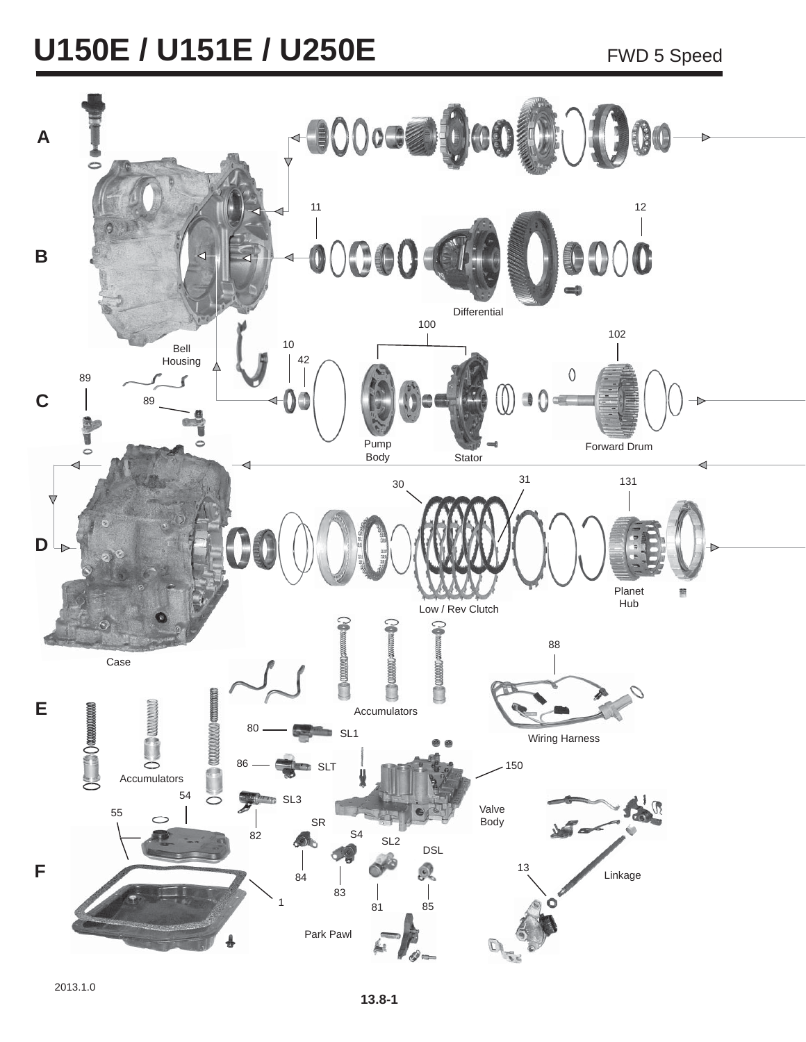# U150E / U151E / U250E

FWD 5 Speed

A

B

C

D

E

F

11

12

Differential

100

102

10

42

Bell Housing

89

89

Pump Body

Stator

Forward Drum

30

31

131

Planet Hub

Low / Rev Clutch

Case

88

Accumulators

Wiring Harness

80

SL1

86

SLT

150

Accumulators

54

SL3

55

Valve Body

SR

82

S4

SL2

DSL

13

84

Linkage

83

1

81

85

Park Pawl

2013.1.0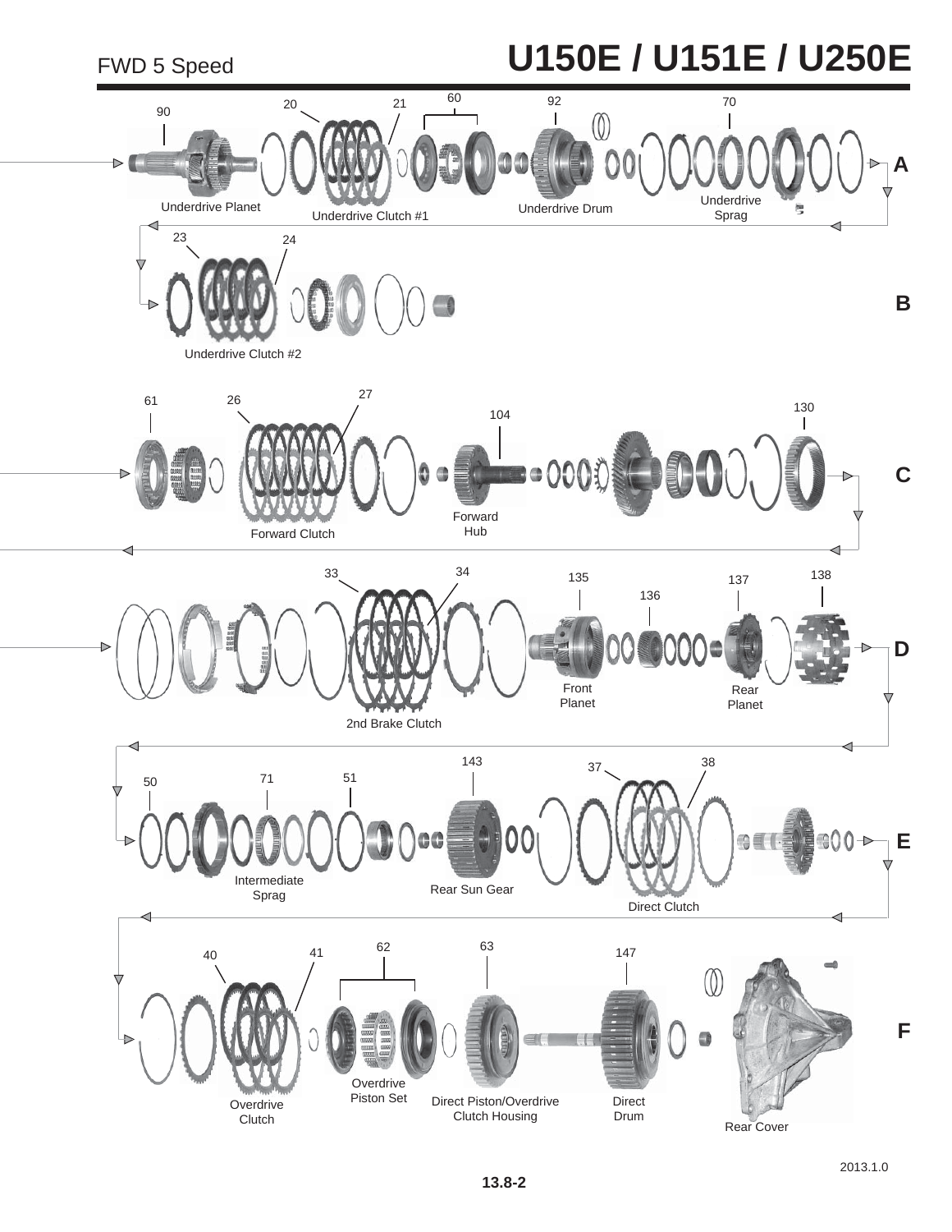FWD 5 Speed

# U150E / U151E / U250E

**A**

90 Underdrive Planet

20, 21 Underdrive Clutch #1

60

92 Underdrive Drum

70 Underdrive Sprag

**B**

23, 24 Underdrive Clutch #2

**C**

61

26, 27 Forward Clutch

104 Forward Hub

130

**D**

33, 34 2nd Brake Clutch

135 Front Planet

136

137 Rear Planet

138

**E**

50

71 Intermediate Sprag

51

143 Rear Sun Gear

37, 38 Direct Clutch

**F**

40, 41 Overdrive Clutch

62 Overdrive Piston Set

63 Direct Piston/Overdrive Clutch Housing

147 Direct Drum

Rear Cover

2013.1.0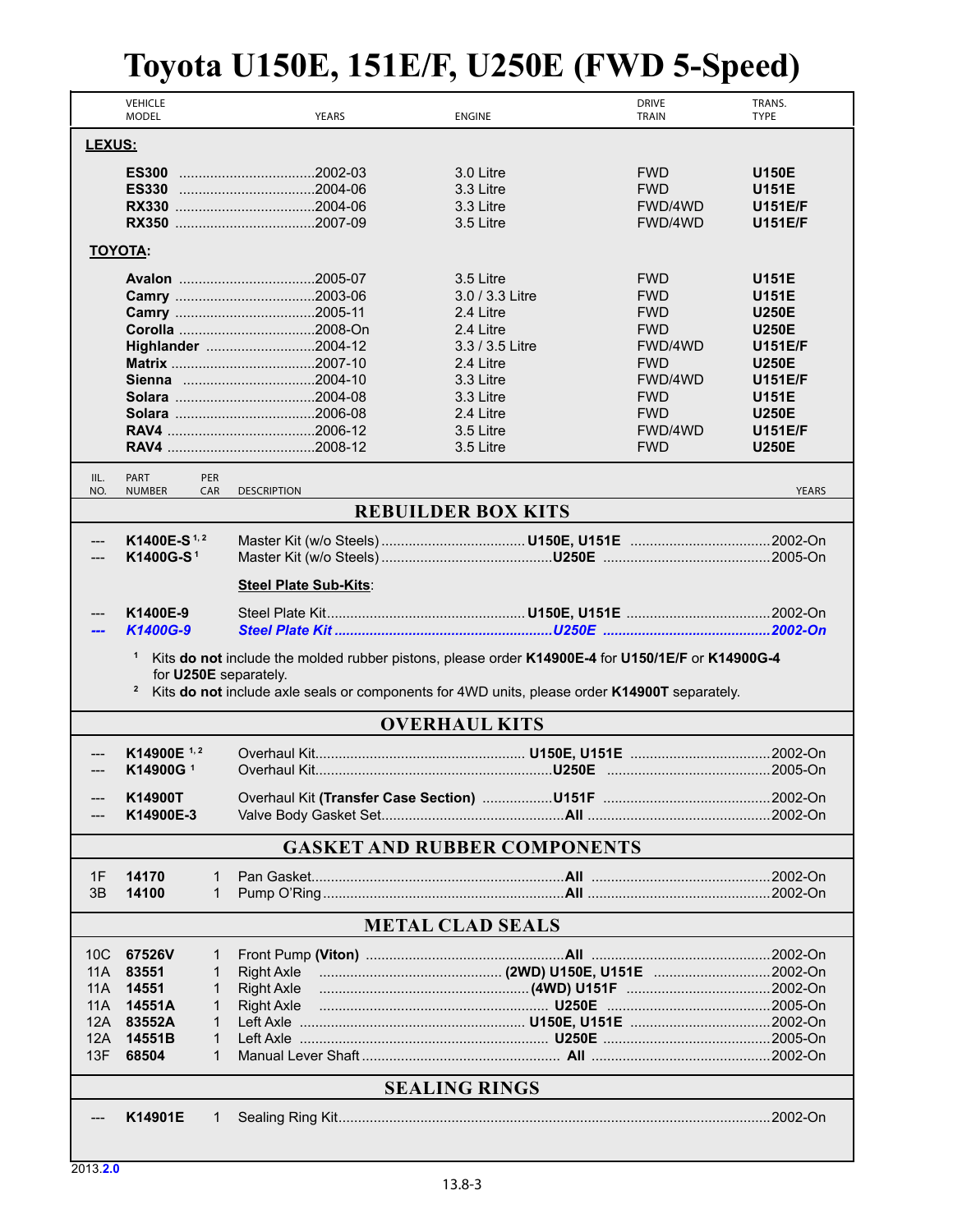# Toyota U150E, 151E/F, U250E (FWD 5-Speed)

| VEHICLE MODEL | YEARS | ENGINE | DRIVE TRAIN | TRANS. TYPE |
|---|---|---|---|---|
| **LEXUS:** | | | | |
| **ES300** | 2002-03 | 3.0 Litre | FWD | **U150E** |
| **ES330** | 2004-06 | 3.3 Litre | FWD | **U151E** |
| **RX330** | 2004-06 | 3.3 Litre | FWD/4WD | **U151E/F** |
| **RX350** | 2007-09 | 3.5 Litre | FWD/4WD | **U151E/F** |
| **TOYOTA:** | | | | |
| **Avalon** | 2005-07 | 3.5 Litre | FWD | **U151E** |
| **Camry** | 2003-06 | 3.0 / 3.3 Litre | FWD | **U151E** |
| **Camry** | 2005-11 | 2.4 Litre | FWD | **U250E** |
| **Corolla** | 2008-On | 2.4 Litre | FWD | **U250E** |
| **Highlander** | 2004-12 | 3.3 / 3.5 Litre | FWD/4WD | **U151E/F** |
| **Matrix** | 2007-10 | 2.4 Litre | FWD | **U250E** |
| **Sienna** | 2004-10 | 3.3 Litre | FWD/4WD | **U151E/F** |
| **Solara** | 2004-08 | 3.3 Litre | FWD | **U151E** |
| **Solara** | 2006-08 | 2.4 Litre | FWD | **U250E** |
| **RAV4** | 2006-12 | 3.5 Litre | FWD/4WD | **U151E/F** |
| **RAV4** | 2008-12 | 3.5 Litre | FWD | **U250E** |

| ILL. NO. | PART NUMBER | PER CAR | DESCRIPTION | | YEARS |
|---|---|---|---|---|---|
| | | | **REBUILDER BOX KITS** | | |
| --- | **K1400E-S** [1, 2] | | Master Kit (w/o Steels) | **U150E, U151E** | 2002-On |
| --- | **K1400G-S** [1] | | Master Kit (w/o Steels) | **U250E** | 2005-On |
| | | | **Steel Plate Sub-Kits**: | | |
| --- | **K1400E-9** | | Steel Plate Kit | **U150E, U151E** | 2002-On |
| ***---*** | ***K1400G-9*** | | ***Steel Plate Kit*** | ***U250E*** | ***2002-On*** |

[1] Kits **do not** include the molded rubber pistons, please order **K14900E-4** for **U150/1E/F** or **K14900G-4** for **U250E** separately.
[2] Kits **do not** include axle seals or components for 4WD units, please order **K14900T** separately.

| ILL. NO. | PART NUMBER | PER CAR | DESCRIPTION | | YEARS |
|---|---|---|---|---|---|
| | | | **OVERHAUL KITS** | | |
| --- | **K14900E** [1, 2] | | Overhaul Kit | **U150E, U151E** | 2002-On |
| --- | **K14900G** [1] | | Overhaul Kit | **U250E** | 2005-On |
| --- | **K14900T** | | Overhaul Kit **(Transfer Case Section)** | **U151F** | 2002-On |
| --- | **K14900E-3** | | Valve Body Gasket Set | **All** | 2002-On |
| | | | **GASKET AND RUBBER COMPONENTS** | | |
| 1F | **14170** | 1 | Pan Gasket | **All** | 2002-On |
| 3B | **14100** | 1 | Pump O'Ring | **All** | 2002-On |
| | | | **METAL CLAD SEALS** | | |
| 10C | **67526V** | 1 | Front Pump **(Viton)** | **All** | 2002-On |
| 11A | **83551** | 1 | Right Axle | **(2WD) U150E, U151E** | 2002-On |
| 11A | **14551** | 1 | Right Axle | **(4WD) U151F** | 2002-On |
| 11A | **14551A** | 1 | Right Axle | **U250E** | 2005-On |
| 12A | **83552A** | 1 | Left Axle | **U150E, U151E** | 2002-On |
| 12A | **14551B** | 1 | Left Axle | **U250E** | 2005-On |
| 13F | **68504** | 1 | Manual Lever Shaft | **All** | 2002-On |
| | | | **SEALING RINGS** | | |
| --- | **K14901E** | 1 | Sealing Ring Kit | | 2002-On |

2013.**2.0**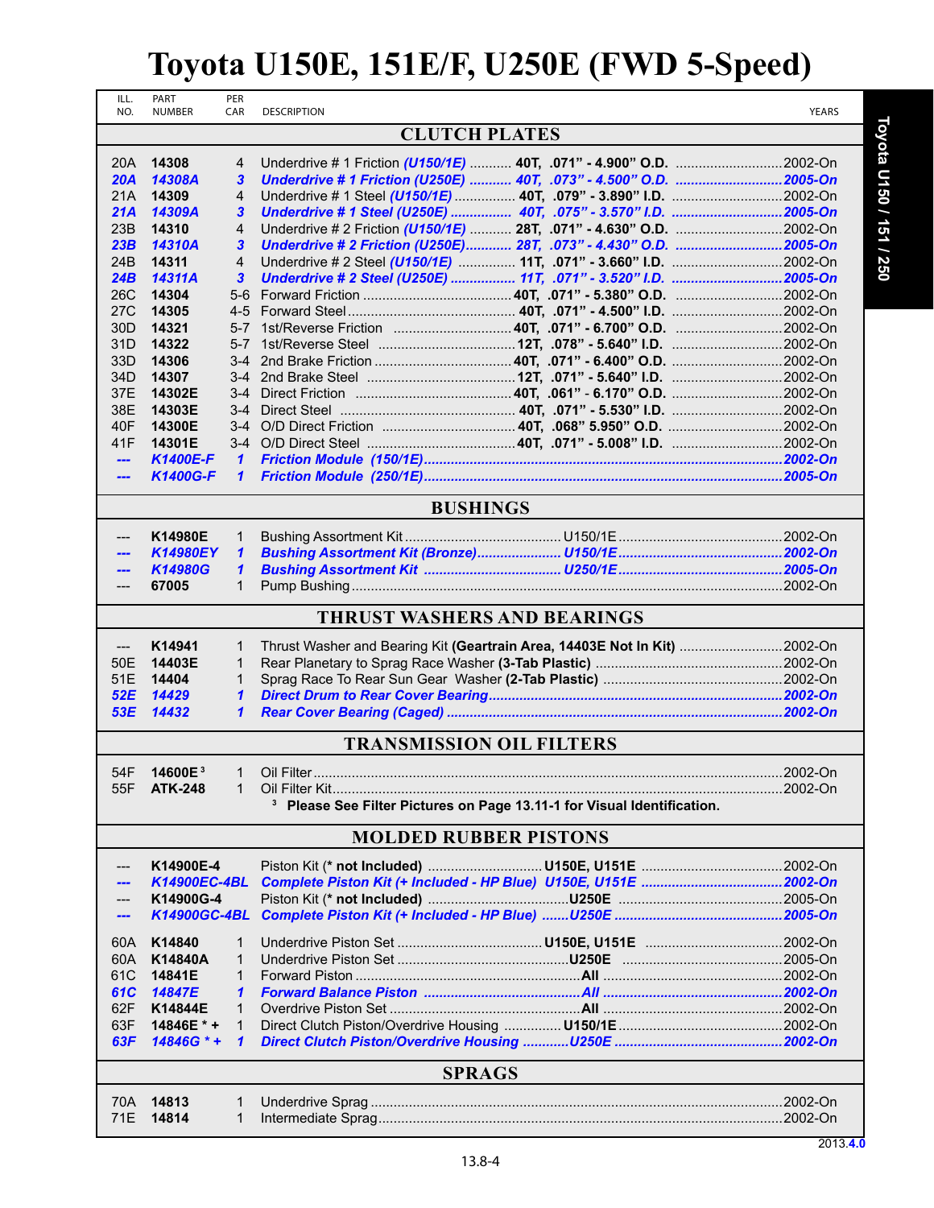# Toyota U150E, 151E/F, U250E (FWD 5-Speed)

| ILL. NO. | PART NUMBER | PER CAR | DESCRIPTION | YEARS |
|---|---|---|---|---|
| | | | **CLUTCH PLATES** | |
| 20A | **14308** | 4 | Underdrive # 1 Friction ***(U150/1E)*** ........... **40T, .071" - 4.900" O.D.** | 2002-On |
| ***20A*** | ***14308A*** | ***3*** | ***Underdrive # 1 Friction (U250E) ........... 40T, .073" - 4.500" O.D.*** | ***2005-On*** |
| 21A | **14309** | 4 | Underdrive # 1 Steel ***(U150/1E)*** ................ **40T, .079" - 3.890" I.D.** | 2002-On |
| ***21A*** | ***14309A*** | ***3*** | ***Underdrive # 1 Steel (U250E) ................ 40T, .075" - 3.570" I.D.*** | ***2005-On*** |
| 23B | **14310** | 4 | Underdrive # 2 Friction ***(U150/1E)*** ........... **28T, .071" - 4.630" O.D.** | 2002-On |
| ***23B*** | ***14310A*** | ***3*** | ***Underdrive # 2 Friction (U250E)............ 28T, .073" - 4.430" O.D.*** | ***2005-On*** |
| 24B | **14311** | 4 | Underdrive # 2 Steel ***(U150/1E)*** ............... **11T, .071" - 3.660" I.D.** | 2002-On |
| ***24B*** | ***14311A*** | ***3*** | ***Underdrive # 2 Steel (U250E) ................ 11T, .071" - 3.520" I.D.*** | ***2005-On*** |
| 26C | **14304** | 5-6 | Forward Friction ....................................... **40T, .071" - 5.380" O.D.** | 2002-On |
| 27C | **14305** | 4-5 | Forward Steel ........................................... **40T, .071" - 4.500" I.D.** | 2002-On |
| 30D | **14321** | 5-7 | 1st/Reverse Friction ............................... **40T, .071" - 6.700" O.D.** | 2002-On |
| 31D | **14322** | 5-7 | 1st/Reverse Steel .................................... **12T, .078" - 5.640" I.D.** | 2002-On |
| 33D | **14306** | 3-4 | 2nd Brake Friction ................................... **40T, .071" - 6.400" O.D.** | 2002-On |
| 34D | **14307** | 3-4 | 2nd Brake Steel ....................................... **12T, .071" - 5.640" I.D.** | 2002-On |
| 37E | **14302E** | 3-4 | Direct Friction ......................................... **40T, .061" - 6.170" O.D.** | 2002-On |
| 38E | **14303E** | 3-4 | Direct Steel .............................................. **40T, .071" - 5.530" I.D.** | 2002-On |
| 40F | **14300E** | 3-4 | O/D Direct Friction ................................... **40T, .068" 5.950" O.D.** | 2002-On |
| 41F | **14301E** | 3-4 | O/D Direct Steel ....................................... **40T, .071" - 5.008" I.D.** | 2002-On |
| ***---*** | ***K1400E-F*** | ***1*** | ***Friction Module (150/1E)*** | ***2002-On*** |
| ***---*** | ***K1400G-F*** | ***1*** | ***Friction Module (250/1E)*** | ***2005-On*** |
| | | | **BUSHINGS** | |
| --- | **K14980E** | 1 | Bushing Assortment Kit ......................................... U150/1E | 2002-On |
| ***---*** | ***K14980EY*** | ***1*** | ***Bushing Assortment Kit (Bronze)...................... U150/1E*** | ***2002-On*** |
| ***---*** | ***K14980G*** | ***1*** | ***Bushing Assortment Kit .................................... U250/1E*** | ***2005-On*** |
| --- | **67005** | 1 | Pump Bushing | 2002-On |
| | | | **THRUST WASHERS AND BEARINGS** | |
| --- | **K14941** | 1 | Thrust Washer and Bearing Kit **(Geartrain Area, 14403E Not In Kit)** | 2002-On |
| 50E | **14403E** | 1 | Rear Planetary to Sprag Race Washer **(3-Tab Plastic)** | 2002-On |
| 51E | **14404** | 1 | Sprag Race To Rear Sun Gear Washer **(2-Tab Plastic)** | 2002-On |
| ***52E*** | ***14429*** | ***1*** | ***Direct Drum to Rear Cover Bearing*** | ***2002-On*** |
| ***53E*** | ***14432*** | ***1*** | ***Rear Cover Bearing (Caged)*** | ***2002-On*** |
| | | | **TRANSMISSION OIL FILTERS** | |
| 54F | **14600E**[3] | 1 | Oil Filter | 2002-On |
| 55F | **ATK-248** | 1 | Oil Filter Kit | 2002-On |
| | | | [3] **Please See Filter Pictures on Page 13.11-1 for Visual Identification.** | |
| | | | **MOLDED RUBBER PISTONS** | |
| --- | **K14900E-4** | | Piston Kit **(* not Included)** ............................. **U150E, U151E** | 2002-On |
| ***---*** | ***K14900EC-4BL*** | | ***Complete Piston Kit (+ Included - HP Blue) U150E, U151E*** | ***2002-On*** |
| --- | **K14900G-4** | | Piston Kit **(* not Included)** ..................................... **U250E** | 2005-On |
| ***---*** | ***K14900GC-4BL*** | | ***Complete Piston Kit (+ Included - HP Blue) .......U250E*** | ***2005-On*** |
| 60A | **K14840** | 1 | Underdrive Piston Set ...................................... **U150E, U151E** | 2002-On |
| 60A | **K14840A** | 1 | Underdrive Piston Set ............................................. **U250E** | 2005-On |
| 61C | **14841E** | 1 | Forward Piston ............................................................ **All** | 2002-On |
| ***61C*** | ***14847E*** | ***1*** | ***Forward Balance Piston ........................................ All*** | ***2002-On*** |
| 62F | **K14844E** | 1 | Overdrive Piston Set .................................................. **All** | 2002-On |
| 63F | **14846E * +** | 1 | Direct Clutch Piston/Overdrive Housing ............... **U150/1E** | 2002-On |
| ***63F*** | ***14846G * +*** | ***1*** | ***Direct Clutch Piston/Overdrive Housing ............U250E*** | ***2002-On*** |
| | | | **SPRAGS** | |
| 70A | **14813** | 1 | Underdrive Sprag | 2002-On |
| 71E | **14814** | 1 | Intermediate Sprag | 2002-On |

2013.4.0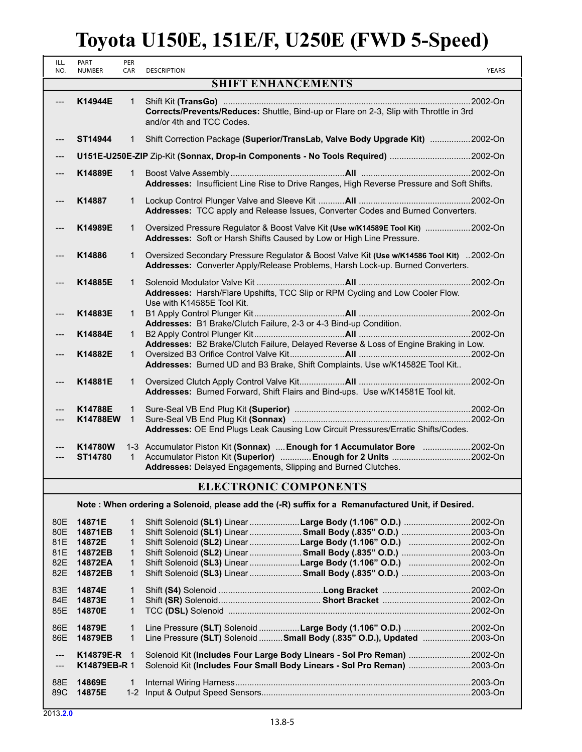# Toyota U150E, 151E/F, U250E (FWD 5-Speed)

| ILL. NO. | PART NUMBER | PER CAR | DESCRIPTION | YEARS |
|---|---|---|---|---|
| | | | **SHIFT ENHANCEMENTS** | |
| --- | **K14944E** | 1 | Shift Kit **(TransGo)** <br> **Corrects/Prevents/Reduces:** Shuttle, Bind-up or Flare on 2-3, Slip with Throttle in 3rd and/or 4th and TCC Codes. | 2002-On |
| --- | **ST14944** | 1 | Shift Correction Package **(Superior/TransLab, Valve Body Upgrade Kit)** | 2002-On |
| --- | **U151E-U250E-ZIP** | | Zip-Kit **(Sonnax, Drop-in Components - No Tools Required)** | 2002-On |
| --- | **K14889E** | 1 | Boost Valve Assembly ... **All** <br> **Addresses:** Insufficient Line Rise to Drive Ranges, High Reverse Pressure and Soft Shifts. | 2002-On |
| --- | **K14887** | 1 | Lockup Control Plunger Valve and Sleeve Kit ... **All** <br> **Addresses:** TCC apply and Release Issues, Converter Codes and Burned Converters. | 2002-On |
| --- | **K14989E** | 1 | Oversized Pressure Regulator & Boost Valve Kit **(Use w/K14589E Tool Kit)** <br> **Addresses:** Soft or Harsh Shifts Caused by Low or High Line Pressure. | 2002-On |
| --- | **K14886** | 1 | Oversized Secondary Pressure Regulator & Boost Valve Kit **(Use w/K14586 Tool Kit)** <br> **Addresses:** Converter Apply/Release Problems, Harsh Lock-up. Burned Converters. | 2002-On |
| --- | **K14885E** | 1 | Solenoid Modulator Valve Kit ... **All** <br> **Addresses:** Harsh/Flare Upshifts, TCC Slip or RPM Cycling and Low Cooler Flow. Use with K14585E Tool Kit. | 2002-On |
| --- | **K14883E** | 1 | B1 Apply Control Plunger Kit ... **All** <br> **Addresses:** B1 Brake/Clutch Failure, 2-3 or 4-3 Bind-up Condition. | 2002-On |
| --- | **K14884E** | 1 | B2 Apply Control Plunger Kit ... **All** <br> **Addresses:** B2 Brake/Clutch Failure, Delayed Reverse & Loss of Engine Braking in Low. | 2002-On |
| --- | **K14882E** | 1 | Oversized B3 Orifice Control Valve Kit ... **All** <br> **Addresses:** Burned UD and B3 Brake, Shift Complaints. Use w/K14582E Tool Kit.. | 2002-On |
| --- | **K14881E** | 1 | Oversized Clutch Apply Control Valve Kit ... **All** <br> **Addresses:** Burned Forward, Shift Flairs and Bind-ups. Use w/K14581E Tool kit. | 2002-On |
| --- | **K14788E** | 1 | Sure-Seal VB End Plug Kit **(Superior)** | 2002-On |
| --- | **K14788EW** | 1 | Sure-Seal VB End Plug Kit **(Sonnax)** <br> **Addresses:** OE End Plugs Leak Causing Low Circuit Pressures/Erratic Shifts/Codes. | 2002-On |
| --- | **K14780W** | 1-3 | Accumulator Piston Kit **(Sonnax)** .... **Enough for 1 Accumulator Bore** | 2002-On |
| --- | **ST14780** | 1 | Accumulator Piston Kit **(Superior)** ... **Enough for 2 Units** <br> **Addresses:** Delayed Engagements, Slipping and Burned Clutches. | 2002-On |
| | | | **ELECTRONIC COMPONENTS** | |
| | | | **Note : When ordering a Solenoid, please add the (-R) suffix for a Remanufactured Unit, if Desired.** | |
| 80E | **14871E** | 1 | Shift Solenoid **(SL1)** Linear ... **Large Body (1.106" O.D.)** | 2002-On |
| 80E | **14871EB** | 1 | Shift Solenoid **(SL1)** Linear ... **Small Body (.835" O.D.)** | 2003-On |
| 81E | **14872E** | 1 | Shift Solenoid **(SL2)** Linear ... **Large Body (1.106" O.D.)** | 2002-On |
| 81E | **14872EB** | 1 | Shift Solenoid **(SL2)** Linear ... **Small Body (.835" O.D.)** | 2003-On |
| 82E | **14872EA** | 1 | Shift Solenoid **(SL3)** Linear ... **Large Body (1.106" O.D.)** | 2002-On |
| 82E | **14872EB** | 1 | Shift Solenoid **(SL3)** Linear ... **Small Body (.835" O.D.)** | 2003-On |
| 83E | **14874E** | 1 | Shift **(S4)** Solenoid ... **Long Bracket** | 2002-On |
| 84E | **14873E** | 1 | Shift **(SR)** Solenoid ... **Short Bracket** | 2002-On |
| 85E | **14870E** | 1 | TCC **(DSL)** Solenoid | 2002-On |
| 86E | **14879E** | 1 | Line Pressure **(SLT)** Solenoid ... **Large Body (1.106" O.D.)** | 2002-On |
| 86E | **14879EB** | 1 | Line Pressure **(SLT)** Solenoid ... **Small Body (.835" O.D.), Updated** | 2003-On |
| --- | **K14879E-R** | 1 | Solenoid Kit **(Includes Four Large Body Linears - Sol Pro Reman)** | 2002-On |
| --- | **K14879EB-R** | 1 | Solenoid Kit **(Includes Four Small Body Linears - Sol Pro Reman)** | 2003-On |
| 88E | **14869E** | 1 | Internal Wiring Harness | 2003-On |
| 89C | **14875E** | 1-2 | Input & Output Speed Sensors | 2003-On |

2013.**2.0**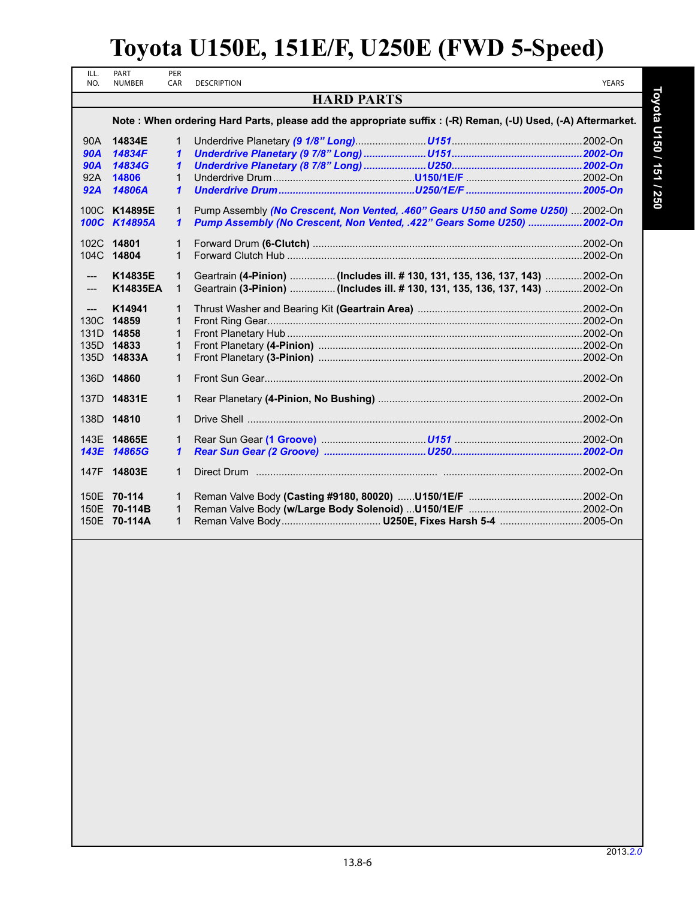# Toyota U150E, 151E/F, U250E (FWD 5-Speed)

## HARD PARTS

**Note : When ordering Hard Parts, please add the appropriate suffix : (-R) Reman, (-U) Used, (-A) Aftermarket.**

| ILL. NO. | PART NUMBER | PER CAR | DESCRIPTION | YEARS |
|---|---|---|---|---|
| 90A | **14834E** | 1 | Underdrive Planetary *(9 1/8" Long)* ... *U151* | 2002-On |
| *90A* | ***14834F*** | *1* | *Underdrive Planetary (9 7/8" Long) ... U151* | *2002-On* |
| *90A* | ***14834G*** | *1* | *Underdrive Planetary (8 7/8" Long) ... U250* | *2002-On* |
| 92A | **14806** | 1 | Underdrive Drum ... U150/1E/F | 2002-On |
| *92A* | ***14806A*** | *1* | *Underdrive Drum ... U250/1E/F* | *2005-On* |
| 100C | **K14895E** | 1 | Pump Assembly *(No Crescent, Non Vented, .460" Gears U150 and Some U250)* | 2002-On |
| *100C* | ***K14895A*** | *1* | *Pump Assembly (No Crescent, Non Vented, .422" Gears Some U250)* | *2002-On* |
| 102C | **14801** | 1 | Forward Drum **(6-Clutch)** | 2002-On |
| 104C | **14804** | 1 | Forward Clutch Hub | 2002-On |
| --- | **K14835E** | 1 | Geartrain **(4-Pinion)** ... **(Includes ill. # 130, 131, 135, 136, 137, 143)** | 2002-On |
| --- | **K14835EA** | 1 | Geartrain **(3-Pinion)** ... **(Includes ill. # 130, 131, 135, 136, 137, 143)** | 2002-On |
| --- | **K14941** | 1 | Thrust Washer and Bearing Kit **(Geartrain Area)** | 2002-On |
| 130C | **14859** | 1 | Front Ring Gear | 2002-On |
| 131D | **14858** | 1 | Front Planetary Hub | 2002-On |
| 135D | **14833** | 1 | Front Planetary **(4-Pinion)** | 2002-On |
| 135D | **14833A** | 1 | Front Planetary **(3-Pinion)** | 2002-On |
| 136D | **14860** | 1 | Front Sun Gear | 2002-On |
| 137D | **14831E** | 1 | Rear Planetary **(4-Pinion, No Bushing)** | 2002-On |
| 138D | **14810** | 1 | Drive Shell | 2002-On |
| 143E | **14865E** | 1 | Rear Sun Gear **(1 Groove)** ... *U151* | 2002-On |
| *143E* | ***14865G*** | *1* | ***Rear Sun Gear (2 Groove)*** *... U250* | *2002-On* |
| 147F | **14803E** | 1 | Direct Drum | 2002-On |
| 150E | **70-114** | 1 | Reman Valve Body **(Casting #9180, 80020)** ... **U150/1E/F** | 2002-On |
| 150E | **70-114B** | 1 | Reman Valve Body **(w/Large Body Solenoid)** ... **U150/1E/F** | 2002-On |
| 150E | **70-114A** | 1 | Reman Valve Body ... **U250E, Fixes Harsh 5-4** | 2005-On |

2013.*2.0*